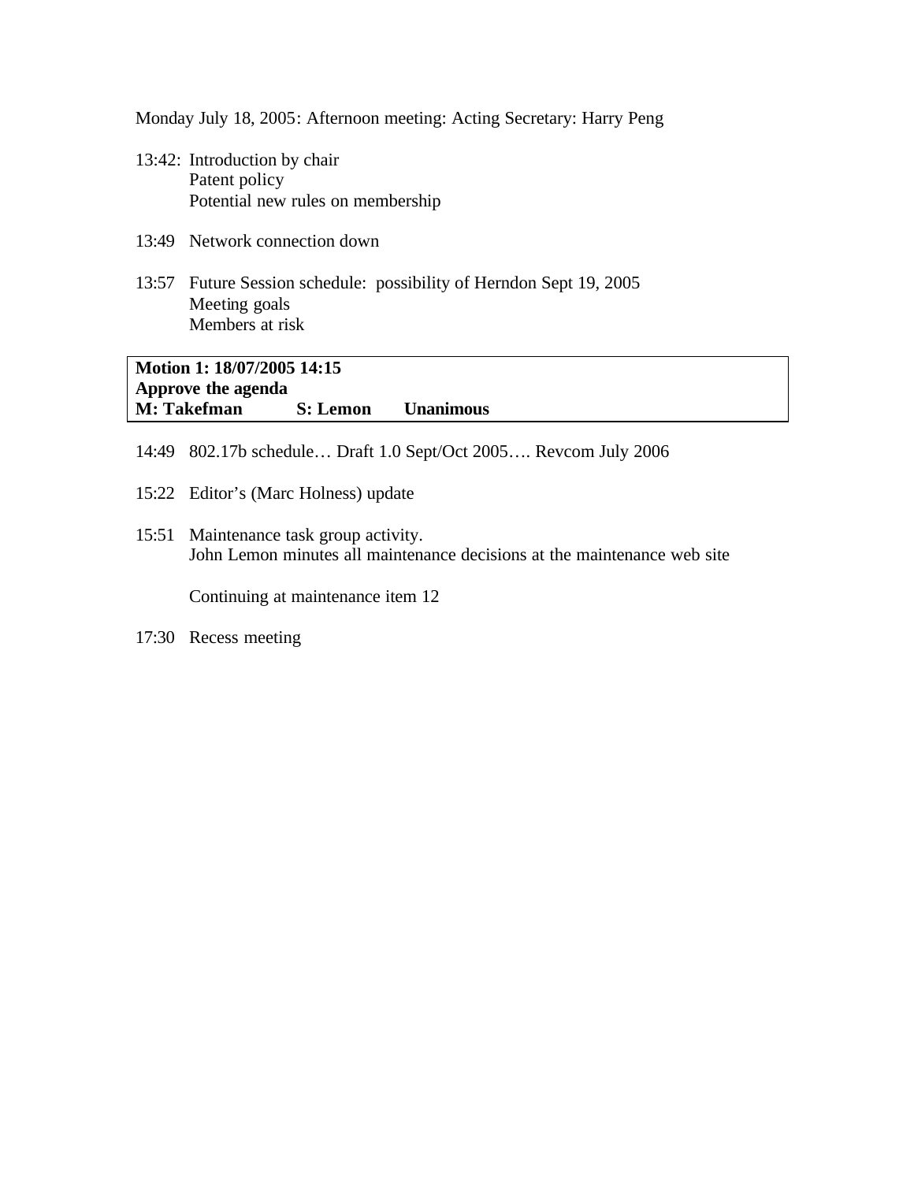Monday July 18, 2005: Afternoon meeting: Acting Secretary: Harry Peng

13:42: Introduction by chair
Patent policy
Potential new rules on membership

13:49 Network connection down

13:57 Future Session schedule: possibility of Herndon Sept 19, 2005
Meeting goals
Members at risk

| **Motion 1: 18/07/2005 14:15** | | |
|---|---|---|
| **Approve the agenda** | | |
| **M: Takefman** | **S: Lemon** | **Unanimous** |

14:49 802.17b schedule… Draft 1.0 Sept/Oct 2005…. Revcom July 2006

15:22 Editor's (Marc Holness) update

15:51 Maintenance task group activity.
John Lemon minutes all maintenance decisions at the maintenance web site

Continuing at maintenance item 12

17:30 Recess meeting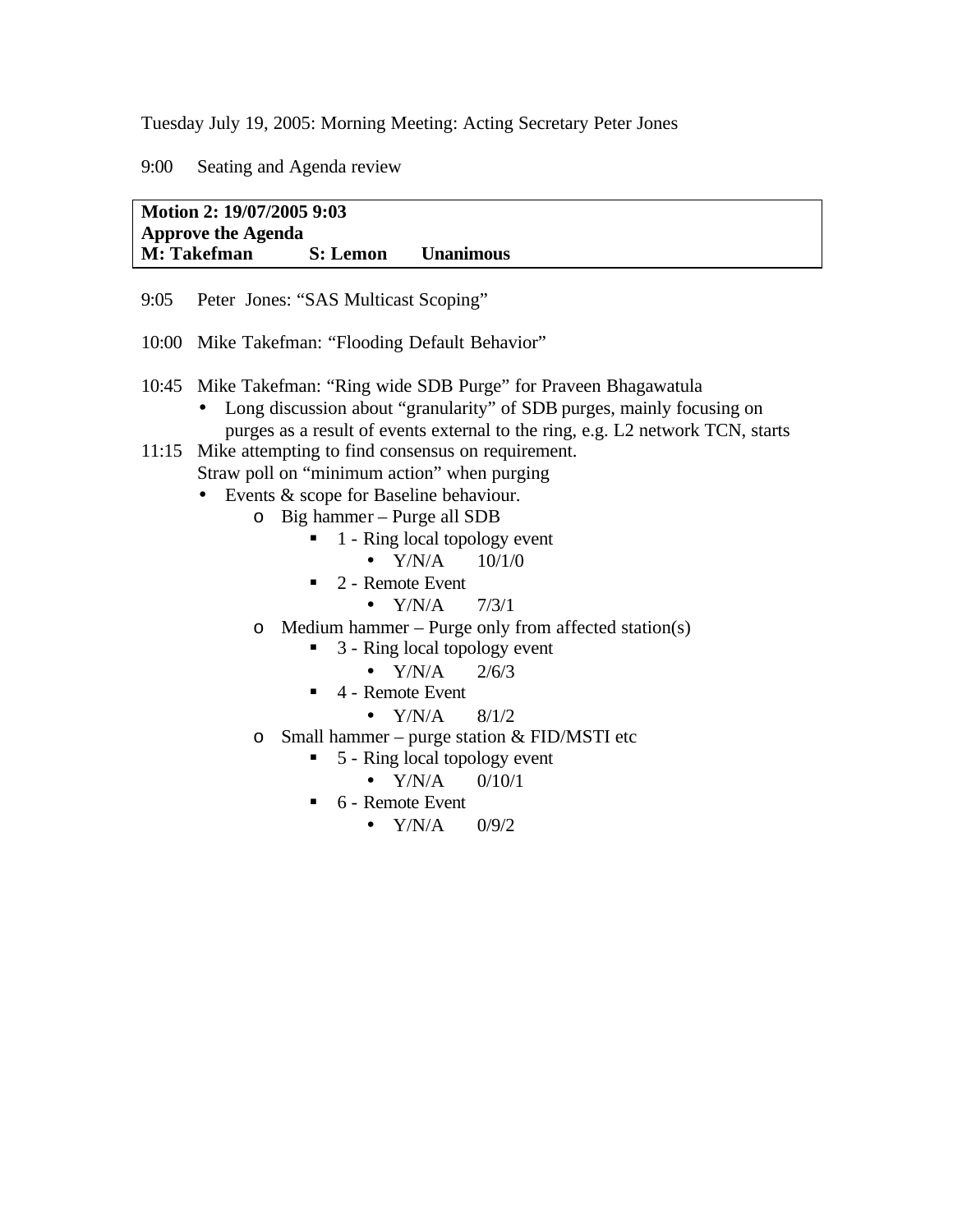Tuesday July 19, 2005: Morning Meeting: Acting Secretary Peter Jones

9:00 Seating and Agenda review

| **Motion 2: 19/07/2005 9:03** | | |
|---|---|---|
| **Approve the Agenda** | | |
| **M: Takefman** | **S: Lemon** | **Unanimous** |

9:05 Peter Jones: "SAS Multicast Scoping"

10:00 Mike Takefman: "Flooding Default Behavior"

10:45 Mike Takefman: "Ring wide SDB Purge" for Praveen Bhagawatula

- Long discussion about "granularity" of SDB purges, mainly focusing on purges as a result of events external to the ring, e.g. L2 network TCN, starts

11:15 Mike attempting to find consensus on requirement.
Straw poll on "minimum action" when purging

- Events & scope for Baseline behaviour.
  - Big hammer – Purge all SDB
    - 1 - Ring local topology event
      - Y/N/A 10/1/0
    - 2 - Remote Event
      - Y/N/A 7/3/1
  - Medium hammer – Purge only from affected station(s)
    - 3 - Ring local topology event
      - Y/N/A 2/6/3
    - 4 - Remote Event
      - Y/N/A 8/1/2
  - Small hammer – purge station & FID/MSTI etc
    - 5 - Ring local topology event
      - Y/N/A 0/10/1
    - 6 - Remote Event
      - Y/N/A 0/9/2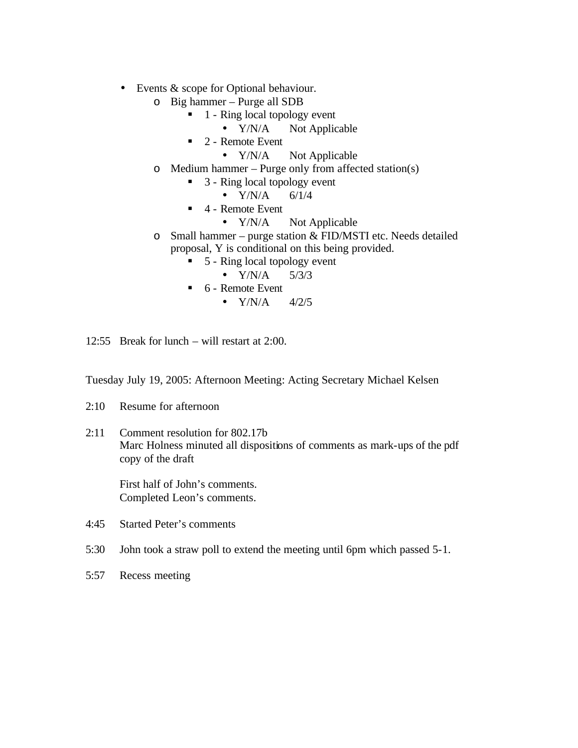- Events & scope for Optional behaviour.
    - Big hammer – Purge all SDB
        - 1 - Ring local topology event
            - Y/N/A    Not Applicable
        - 2 - Remote Event
            - Y/N/A    Not Applicable
    - Medium hammer – Purge only from affected station(s)
        - 3 - Ring local topology event
            - Y/N/A    6/1/4
        - 4 - Remote Event
            - Y/N/A    Not Applicable
    - Small hammer – purge station & FID/MSTI etc. Needs detailed proposal, Y is conditional on this being provided.
        - 5 - Ring local topology event
            - Y/N/A    5/3/3
        - 6 - Remote Event
            - Y/N/A    4/2/5

12:55 Break for lunch – will restart at 2:00.

Tuesday July 19, 2005: Afternoon Meeting: Acting Secretary Michael Kelsen

2:10 Resume for afternoon

2:11 Comment resolution for 802.17b
Marc Holness minuted all dispositions of comments as mark-ups of the pdf copy of the draft

First half of John's comments.
Completed Leon's comments.

4:45 Started Peter's comments

5:30 John took a straw poll to extend the meeting until 6pm which passed 5-1.

5:57 Recess meeting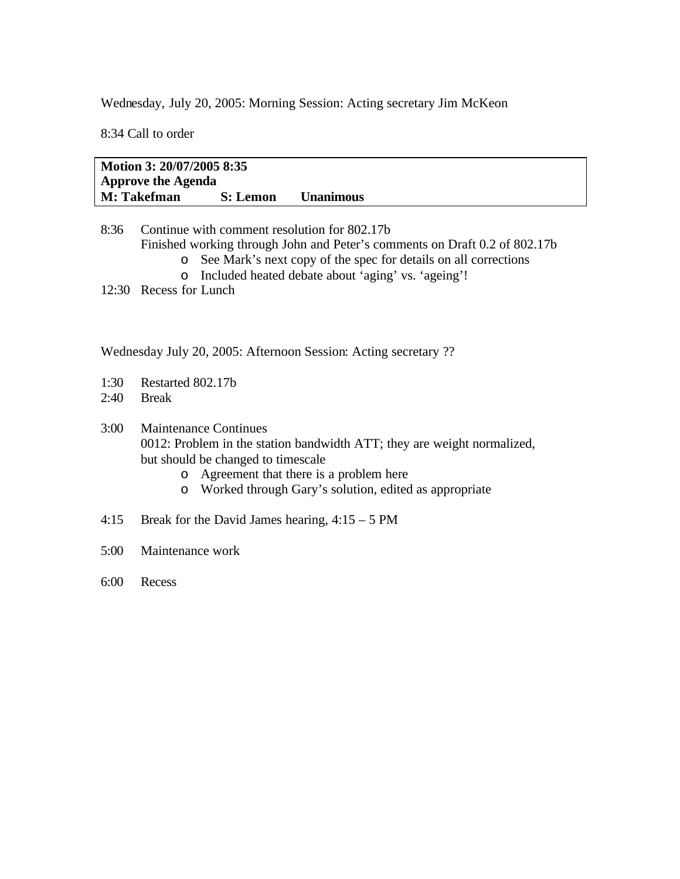Wednesday, July 20, 2005: Morning Session: Acting secretary Jim McKeon

8:34 Call to order

| **Motion 3: 20/07/2005 8:35** | | |
|---|---|---|
| **Approve the Agenda** | | |
| **M: Takefman** | **S: Lemon** | **Unanimous** |

8:36 Continue with comment resolution for 802.17b
Finished working through John and Peter's comments on Draft 0.2 of 802.17b
- See Mark's next copy of the spec for details on all corrections
- Included heated debate about 'aging' vs. 'ageing'!

12:30 Recess for Lunch

Wednesday July 20, 2005: Afternoon Session: Acting secretary ??

1:30 Restarted 802.17b

2:40 Break

3:00 Maintenance Continues
0012: Problem in the station bandwidth ATT; they are weight normalized, but should be changed to timescale
- Agreement that there is a problem here
- Worked through Gary's solution, edited as appropriate

4:15 Break for the David James hearing, 4:15 – 5 PM

5:00 Maintenance work

6:00 Recess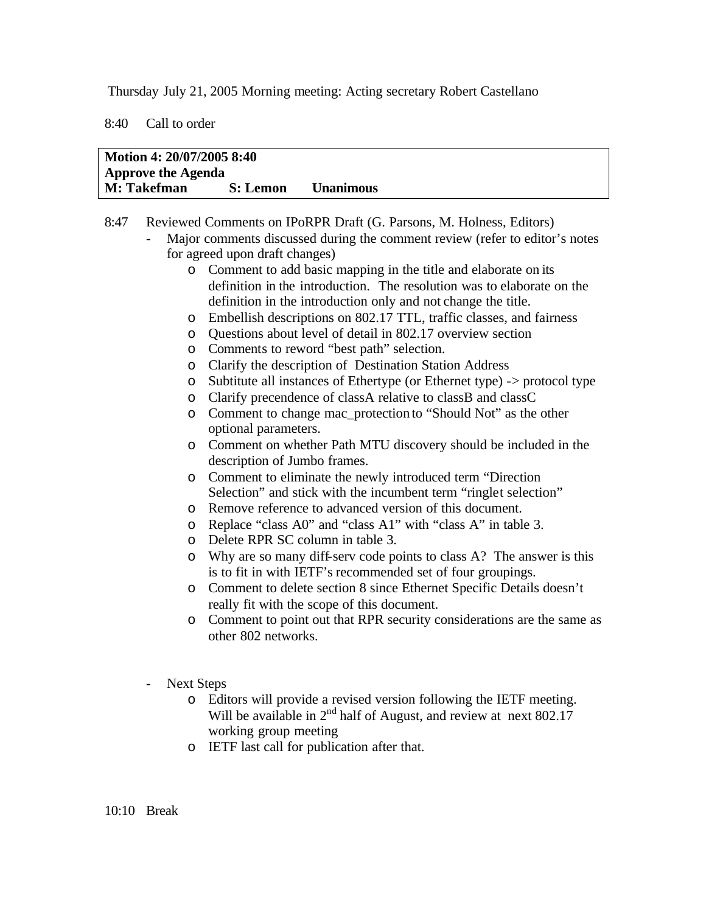Thursday July 21, 2005 Morning meeting: Acting secretary Robert Castellano

8:40 Call to order

| **Motion 4: 20/07/2005 8:40** | | |
|---|---|---|
| **Approve the Agenda** | | |
| **M: Takefman** | **S: Lemon** | **Unanimous** |

8:47 Reviewed Comments on IPoRPR Draft (G. Parsons, M. Holness, Editors)

- Major comments discussed during the comment review (refer to editor's notes for agreed upon draft changes)
  - Comment to add basic mapping in the title and elaborate on its definition in the introduction. The resolution was to elaborate on the definition in the introduction only and not change the title.
  - Embellish descriptions on 802.17 TTL, traffic classes, and fairness
  - Questions about level of detail in 802.17 overview section
  - Comments to reword "best path" selection.
  - Clarify the description of Destination Station Address
  - Subtitute all instances of Ethertype (or Ethernet type) -> protocol type
  - Clarify precendence of classA relative to classB and classC
  - Comment to change mac_protection to "Should Not" as the other optional parameters.
  - Comment on whether Path MTU discovery should be included in the description of Jumbo frames.
  - Comment to eliminate the newly introduced term "Direction Selection" and stick with the incumbent term "ringlet selection"
  - Remove reference to advanced version of this document.
  - Replace "class A0" and "class A1" with "class A" in table 3.
  - Delete RPR SC column in table 3.
  - Why are so many diff-serv code points to class A? The answer is this is to fit in with IETF's recommended set of four groupings.
  - Comment to delete section 8 since Ethernet Specific Details doesn't really fit with the scope of this document.
  - Comment to point out that RPR security considerations are the same as other 802 networks.

- Next Steps
  - Editors will provide a revised version following the IETF meeting. Will be available in 2nd half of August, and review at next 802.17 working group meeting
  - IETF last call for publication after that.

10:10 Break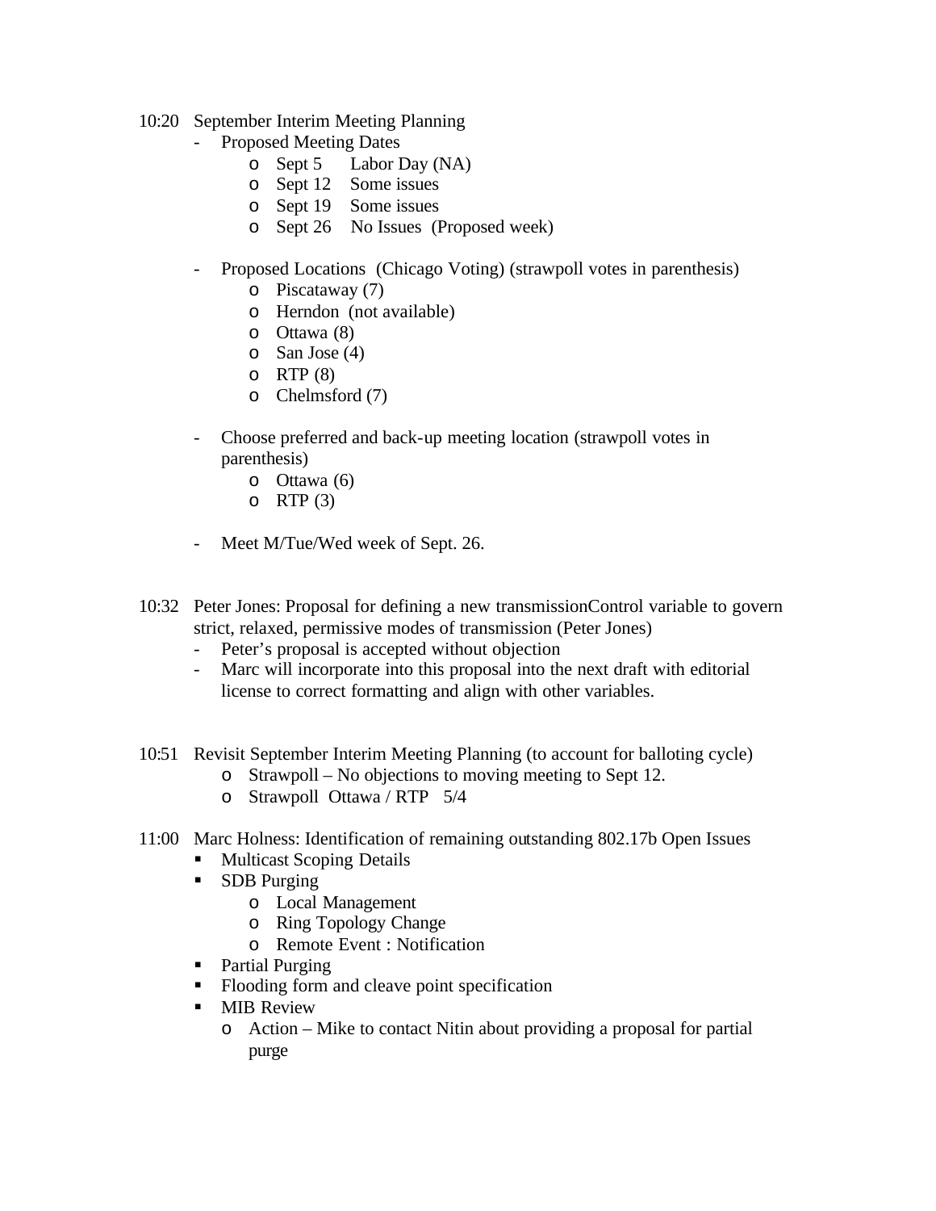10:20 September Interim Meeting Planning

- Proposed Meeting Dates
  - Sept 5 Labor Day (NA)
  - Sept 12 Some issues
  - Sept 19 Some issues
  - Sept 26 No Issues (Proposed week)

- Proposed Locations (Chicago Voting) (strawpoll votes in parenthesis)
  - Piscataway (7)
  - Herndon (not available)
  - Ottawa (8)
  - San Jose (4)
  - RTP (8)
  - Chelmsford (7)

- Choose preferred and back-up meeting location (strawpoll votes in parenthesis)
  - Ottawa (6)
  - RTP (3)

- Meet M/Tue/Wed week of Sept. 26.

10:32 Peter Jones: Proposal for defining a new transmissionControl variable to govern strict, relaxed, permissive modes of transmission (Peter Jones)

- Peter's proposal is accepted without objection
- Marc will incorporate into this proposal into the next draft with editorial license to correct formatting and align with other variables.

10:51 Revisit September Interim Meeting Planning (to account for balloting cycle)

- Strawpoll – No objections to moving meeting to Sept 12.
- Strawpoll Ottawa / RTP 5/4

11:00 Marc Holness: Identification of remaining outstanding 802.17b Open Issues

- Multicast Scoping Details
- SDB Purging
  - Local Management
  - Ring Topology Change
  - Remote Event : Notification
- Partial Purging
- Flooding form and cleave point specification
- MIB Review
  - Action – Mike to contact Nitin about providing a proposal for partial purge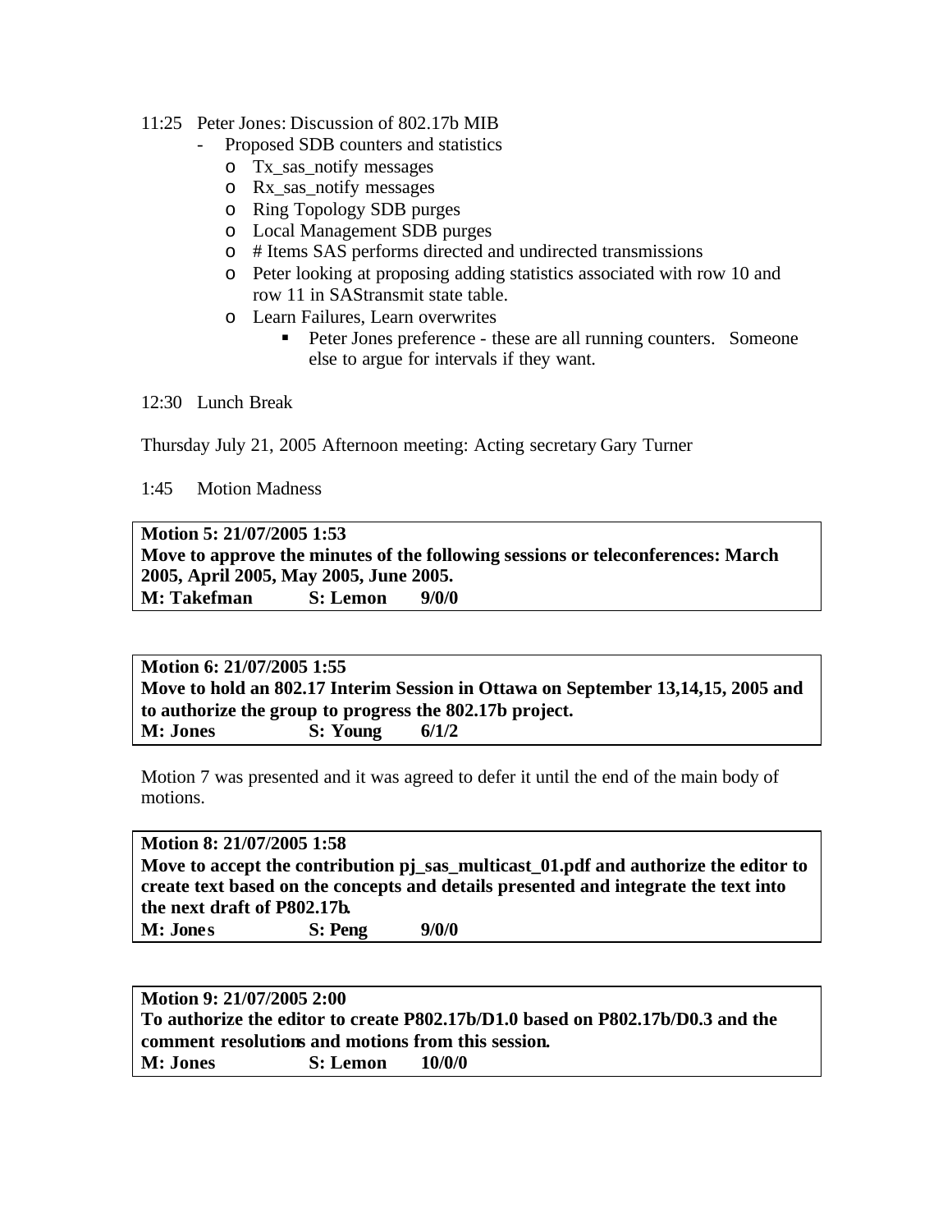11:25 Peter Jones: Discussion of 802.17b MIB

- Proposed SDB counters and statistics
  - Tx_sas_notify messages
  - Rx_sas_notify messages
  - Ring Topology SDB purges
  - Local Management SDB purges
  - # Items SAS performs directed and undirected transmissions
  - Peter looking at proposing adding statistics associated with row 10 and row 11 in SAStransmit state table.
  - Learn Failures, Learn overwrites
    - Peter Jones preference - these are all running counters. Someone else to argue for intervals if they want.

12:30 Lunch Break

Thursday July 21, 2005 Afternoon meeting: Acting secretary Gary Turner

1:45 Motion Madness

**Motion 5: 21/07/2005 1:53**
**Move to approve the minutes of the following sessions or teleconferences: March 2005, April 2005, May 2005, June 2005.**
**M: Takefman S: Lemon 9/0/0**

**Motion 6: 21/07/2005 1:55**
**Move to hold an 802.17 Interim Session in Ottawa on September 13,14,15, 2005 and to authorize the group to progress the 802.17b project.**
**M: Jones S: Young 6/1/2**

Motion 7 was presented and it was agreed to defer it until the end of the main body of motions.

**Motion 8: 21/07/2005 1:58**
**Move to accept the contribution pj_sas_multicast_01.pdf and authorize the editor to create text based on the concepts and details presented and integrate the text into the next draft of P802.17b.**
**M: Jones S: Peng 9/0/0**

**Motion 9: 21/07/2005 2:00**
**To authorize the editor to create P802.17b/D1.0 based on P802.17b/D0.3 and the comment resolutions and motions from this session.**
**M: Jones S: Lemon 10/0/0**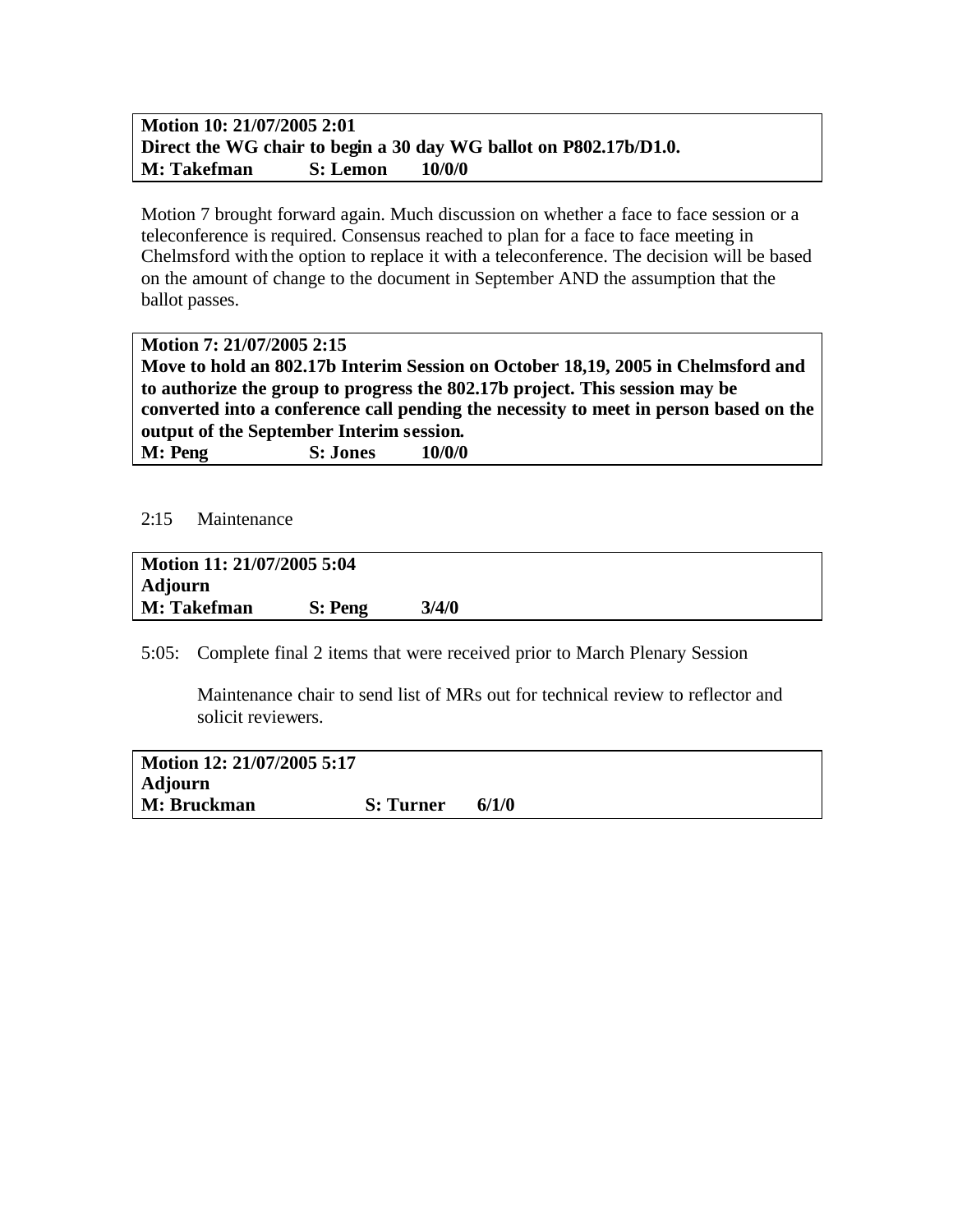**Motion 10: 21/07/2005 2:01**
**Direct the WG chair to begin a 30 day WG ballot on P802.17b/D1.0.**
**M: Takefman S: Lemon 10/0/0**

Motion 7 brought forward again. Much discussion on whether a face to face session or a teleconference is required. Consensus reached to plan for a face to face meeting in Chelmsford with the option to replace it with a teleconference. The decision will be based on the amount of change to the document in September AND the assumption that the ballot passes.

**Motion 7: 21/07/2005 2:15**
**Move to hold an 802.17b Interim Session on October 18,19, 2005 in Chelmsford and to authorize the group to progress the 802.17b project. This session may be converted into a conference call pending the necessity to meet in person based on the output of the September Interim session.**
**M: Peng S: Jones 10/0/0**

2:15 Maintenance

**Motion 11: 21/07/2005 5:04**
**Adjourn**
**M: Takefman S: Peng 3/4/0**

5:05: Complete final 2 items that were received prior to March Plenary Session

Maintenance chair to send list of MRs out for technical review to reflector and solicit reviewers.

**Motion 12: 21/07/2005 5:17**
**Adjourn**
**M: Bruckman S: Turner 6/1/0**